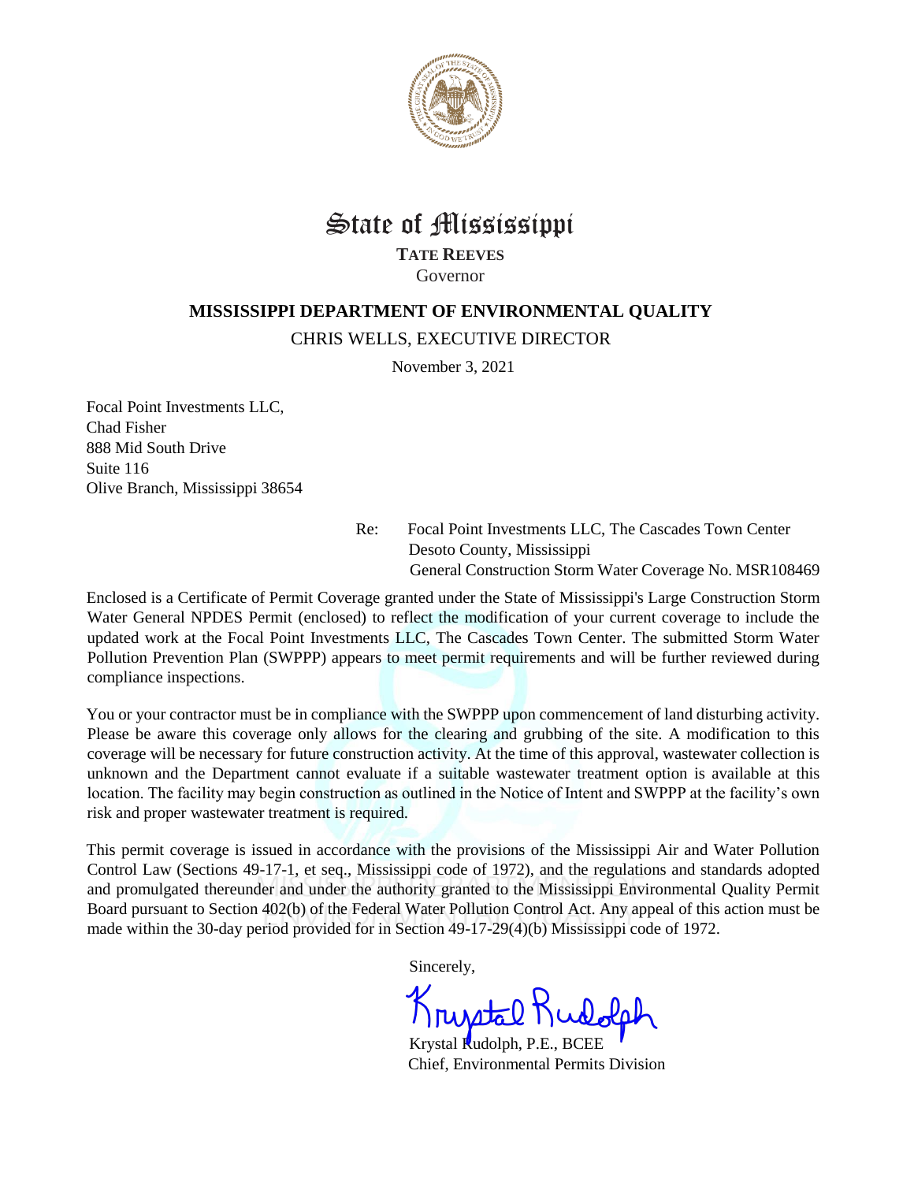# State of Mississippi

**TATE REEVES**
Governor

## MISSISSIPPI DEPARTMENT OF ENVIRONMENTAL QUALITY

CHRIS WELLS, EXECUTIVE DIRECTOR

November 3, 2021

Focal Point Investments LLC,
Chad Fisher
888 Mid South Drive
Suite 116
Olive Branch, Mississippi 38654

Re: Focal Point Investments LLC, The Cascades Town Center
Desoto County, Mississippi
General Construction Storm Water Coverage No. MSR108469

Enclosed is a Certificate of Permit Coverage granted under the State of Mississippi's Large Construction Storm Water General NPDES Permit (enclosed) to reflect the modification of your current coverage to include the updated work at the Focal Point Investments LLC, The Cascades Town Center. The submitted Storm Water Pollution Prevention Plan (SWPPP) appears to meet permit requirements and will be further reviewed during compliance inspections.

You or your contractor must be in compliance with the SWPPP upon commencement of land disturbing activity. Please be aware this coverage only allows for the clearing and grubbing of the site. A modification to this coverage will be necessary for future construction activity. At the time of this approval, wastewater collection is unknown and the Department cannot evaluate if a suitable wastewater treatment option is available at this location. The facility may begin construction as outlined in the Notice of Intent and SWPPP at the facility's own risk and proper wastewater treatment is required.

This permit coverage is issued in accordance with the provisions of the Mississippi Air and Water Pollution Control Law (Sections 49-17-1, et seq., Mississippi code of 1972), and the regulations and standards adopted and promulgated thereunder and under the authority granted to the Mississippi Environmental Quality Permit Board pursuant to Section 402(b) of the Federal Water Pollution Control Act. Any appeal of this action must be made within the 30-day period provided for in Section 49-17-29(4)(b) Mississippi code of 1972.

Sincerely,

Krystal Rudolph

Krystal Rudolph, P.E., BCEE
Chief, Environmental Permits Division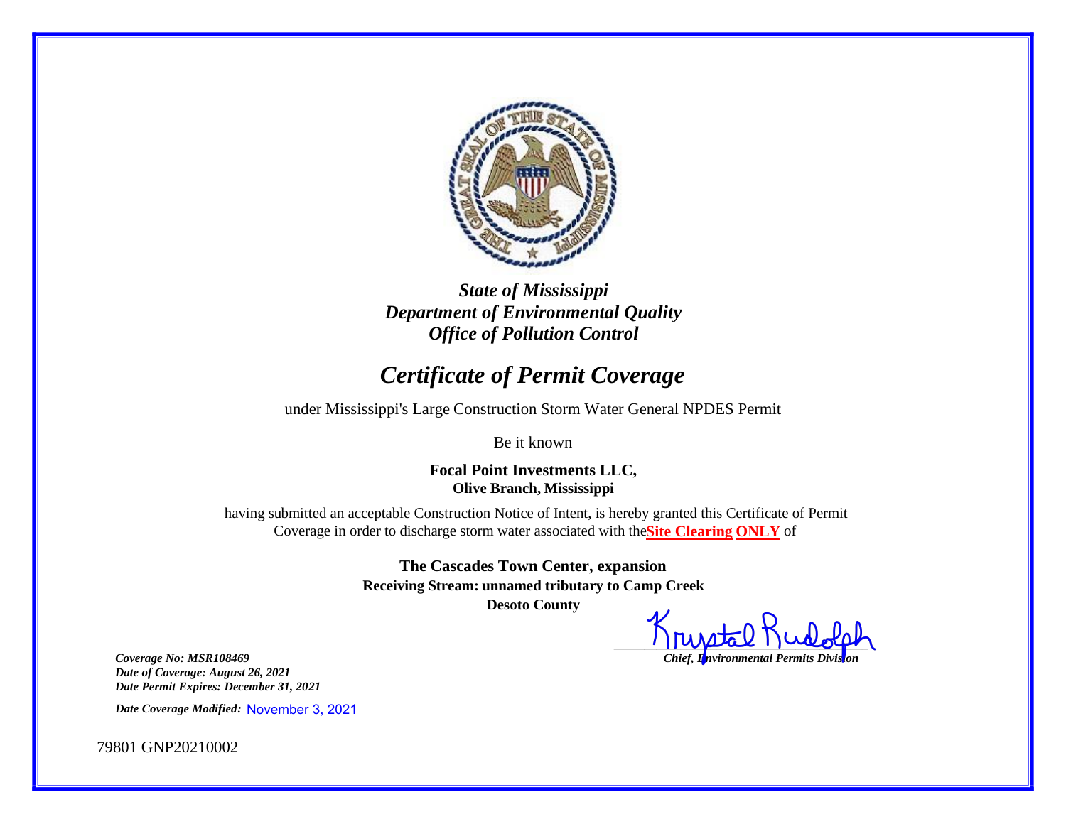*State of Mississippi*
*Department of Environmental Quality*
*Office of Pollution Control*

# *Certificate of Permit Coverage*

under Mississippi's Large Construction Storm Water General NPDES Permit

Be it known

**Focal Point Investments LLC,**
**Olive Branch, Mississippi**

having submitted an acceptable Construction Notice of Intent, is hereby granted this Certificate of Permit Coverage in order to discharge storm water associated with the **Site Clearing** **ONLY** of

**The Cascades Town Center, expansion**
**Receiving Stream: unnamed tributary to Camp Creek**
**Desoto County**

*Chief, Environmental Permits Division*

***Coverage No: MSR108469***
***Date of Coverage: August 26, 2021***
***Date Permit Expires: December 31, 2021***

***Date Coverage Modified:*** November 3, 2021

79801 GNP20210002